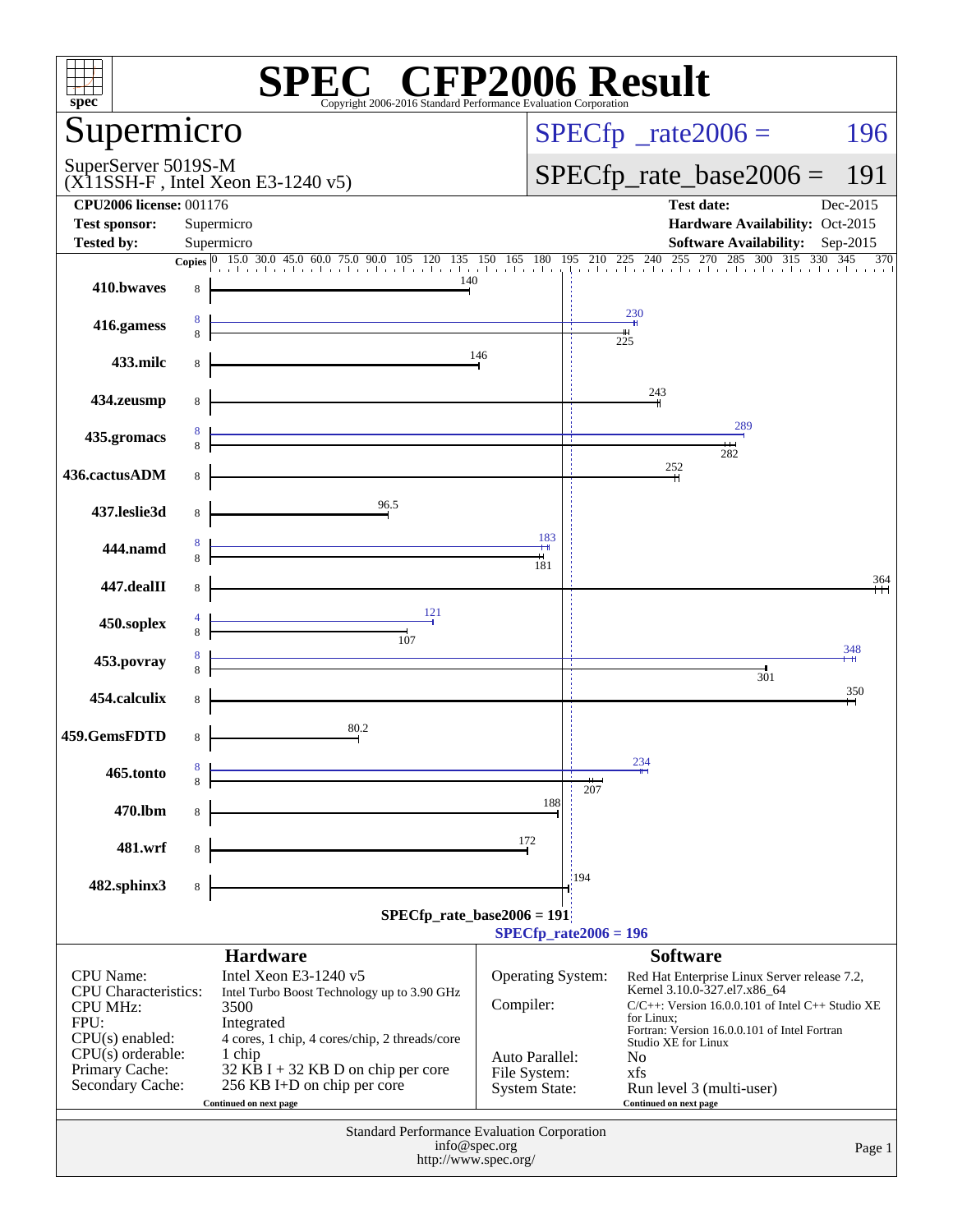# SPEC CFP2006 Result

Copyright 2006-2016 Standard Performance Evaluation Corporation

## Supermicro

SuperServer 5019S-M
(X11SSH-F , Intel Xeon E3-1240 v5)

SPECfp_rate2006 = 196

SPECfp_rate_base2006 = 191

| | | | |
|---|---|---|---|
| **CPU2006 license:** 001176 | | **Test date:** | Dec-2015 |
| **Test sponsor:** | Supermicro | **Hardware Availability:** | Oct-2015 |
| **Tested by:** | Supermicro | **Software Availability:** | Sep-2015 |

| Benchmark | Copies (peak) | Copies (base) | Peak | Base |
|---|---|---|---|---|
| 410.bwaves | | 8 | | 140 |
| 416.gamess | 8 | 8 | 230 | 225 |
| 433.milc | | 8 | | 146 |
| 434.zeusmp | | 8 | | 243 |
| 435.gromacs | 8 | 8 | 289 | 282 |
| 436.cactusADM | | 8 | | 252 |
| 437.leslie3d | | 8 | | 96.5 |
| 444.namd | 8 | 8 | 183 | 181 |
| 447.dealII | | 8 | | 364 |
| 450.soplex | 4 | 8 | 121 | 107 |
| 453.povray | 8 | 8 | 348 | 301 |
| 454.calculix | | 8 | | 350 |
| 459.GemsFDTD | | 8 | | 80.2 |
| 465.tonto | 8 | 8 | 234 | 207 |
| 470.lbm | | 8 | | 188 |
| 481.wrf | | 8 | | 172 |
| 482.sphinx3 | | 8 | | 194 |

SPECfp_rate_base2006 = 191

SPECfp_rate2006 = 196

### Hardware

| | |
|---|---|
| CPU Name: | Intel Xeon E3-1240 v5 |
| CPU Characteristics: | Intel Turbo Boost Technology up to 3.90 GHz |
| CPU MHz: | 3500 |
| FPU: | Integrated |
| CPU(s) enabled: | 4 cores, 1 chip, 4 cores/chip, 2 threads/core |
| CPU(s) orderable: | 1 chip |
| Primary Cache: | 32 KB I + 32 KB D on chip per core |
| Secondary Cache: | 256 KB I+D on chip per core |

Continued on next page

### Software

| | |
|---|---|
| Operating System: | Red Hat Enterprise Linux Server release 7.2, Kernel 3.10.0-327.el7.x86_64 |
| Compiler: | C/C++: Version 16.0.0.101 of Intel C++ Studio XE for Linux; Fortran: Version 16.0.0.101 of Intel Fortran Studio XE for Linux |
| Auto Parallel: | No |
| File System: | xfs |
| System State: | Run level 3 (multi-user) |

Continued on next page

Standard Performance Evaluation Corporation
info@spec.org
http://www.spec.org/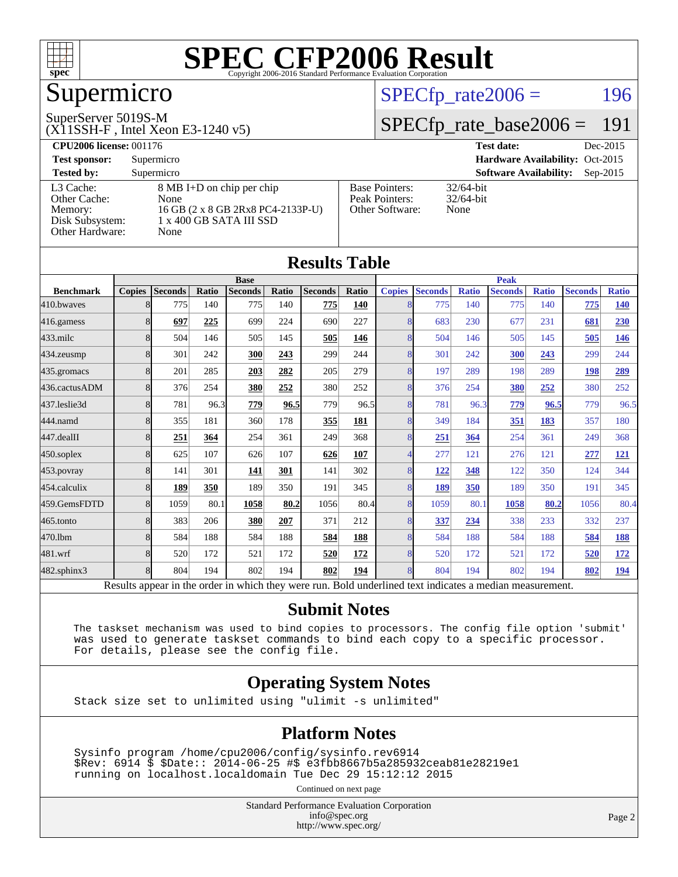# SPEC CFP2006 Result

Copyright 2006-2016 Standard Performance Evaluation Corporation

## Supermicro

SuperServer 5019S-M
(X11SSH-F , Intel Xeon E3-1240 v5)

SPECfp_rate2006 = 196

SPECfp_rate_base2006 = 191

**CPU2006 license:** 001176
**Test sponsor:** Supermicro
**Tested by:** Supermicro

**Test date:** Dec-2015
**Hardware Availability:** Oct-2015
**Software Availability:** Sep-2015

| | |
|---|---|
| L3 Cache: | 8 MB I+D on chip per chip |
| Other Cache: | None |
| Memory: | 16 GB (2 x 8 GB 2Rx8 PC4-2133P-U) |
| Disk Subsystem: | 1 x 400 GB SATA III SSD |
| Other Hardware: | None |

| | |
|---|---|
| Base Pointers: | 32/64-bit |
| Peak Pointers: | 32/64-bit |
| Other Software: | None |

## Results Table

| Benchmark | Base | | | | | | | Peak | | | | | | |
|---|---|---|---|---|---|---|---|---|---|---|---|---|---|---|
| | Copies | Seconds | Ratio | Seconds | Ratio | Seconds | Ratio | Copies | Seconds | Ratio | Seconds | Ratio | Seconds | Ratio |
| 410.bwaves | 8 | 775 | 140 | 775 | 140 | **775** | **140** | 8 | 775 | 140 | 775 | 140 | **775** | **140** |
| 416.gamess | 8 | **697** | **225** | 699 | 224 | 690 | 227 | 8 | 683 | 230 | 677 | 231 | **681** | **230** |
| 433.milc | 8 | 504 | 146 | 505 | 145 | **505** | **146** | 8 | 504 | 146 | 505 | 145 | **505** | **146** |
| 434.zeusmp | 8 | 301 | 242 | **300** | **243** | 299 | 244 | 8 | 301 | 242 | **300** | **243** | 299 | 244 |
| 435.gromacs | 8 | 201 | 285 | **203** | **282** | 205 | 279 | 8 | 197 | 289 | 198 | 289 | **198** | **289** |
| 436.cactusADM | 8 | 376 | 254 | **380** | **252** | 380 | 252 | 8 | 376 | 254 | **380** | **252** | 380 | 252 |
| 437.leslie3d | 8 | 781 | 96.3 | **779** | **96.5** | 779 | 96.5 | 8 | 781 | 96.3 | **779** | **96.5** | 779 | 96.5 |
| 444.namd | 8 | 355 | 181 | 360 | 178 | **355** | **181** | 8 | 349 | 184 | **351** | **183** | 357 | 180 |
| 447.dealII | 8 | **251** | **364** | 254 | 361 | 249 | 368 | 8 | **251** | **364** | 254 | 361 | 249 | 368 |
| 450.soplex | 8 | 625 | 107 | 626 | 107 | **626** | **107** | 4 | 277 | 121 | 276 | 121 | **277** | **121** |
| 453.povray | 8 | 141 | 301 | **141** | **301** | 141 | 302 | 8 | **122** | **348** | 122 | 350 | 124 | 344 |
| 454.calculix | 8 | **189** | **350** | 189 | 350 | 191 | 345 | 8 | **189** | **350** | 189 | 350 | 191 | 345 |
| 459.GemsFDTD | 8 | 1059 | 80.1 | **1058** | **80.2** | 1056 | 80.4 | 8 | 1059 | 80.1 | **1058** | **80.2** | 1056 | 80.4 |
| 465.tonto | 8 | 383 | 206 | **380** | **207** | 371 | 212 | 8 | **337** | **234** | 338 | 233 | 332 | 237 |
| 470.lbm | 8 | 584 | 188 | 584 | 188 | **584** | **188** | 8 | 584 | 188 | 584 | 188 | **584** | **188** |
| 481.wrf | 8 | 520 | 172 | 521 | 172 | **520** | **172** | 8 | 520 | 172 | 521 | 172 | **520** | **172** |
| 482.sphinx3 | 8 | 804 | 194 | 802 | 194 | **802** | **194** | 8 | 804 | 194 | 802 | 194 | **802** | **194** |

Results appear in the order in which they were run. Bold underlined text indicates a median measurement.

## Submit Notes

```
The taskset mechanism was used to bind copies to processors. The config file option 'submit'
was used to generate taskset commands to bind each copy to a specific processor.
For details, please see the config file.
```

## Operating System Notes

```
Stack size set to unlimited using "ulimit -s unlimited"
```

## Platform Notes

```
Sysinfo program /home/cpu2006/config/sysinfo.rev6914
$Rev: 6914 $ $Date:: 2014-06-25 #$ e3fbb8667b5a285932ceab81e28219e1
running on localhost.localdomain Tue Dec 29 15:12:12 2015
```

Continued on next page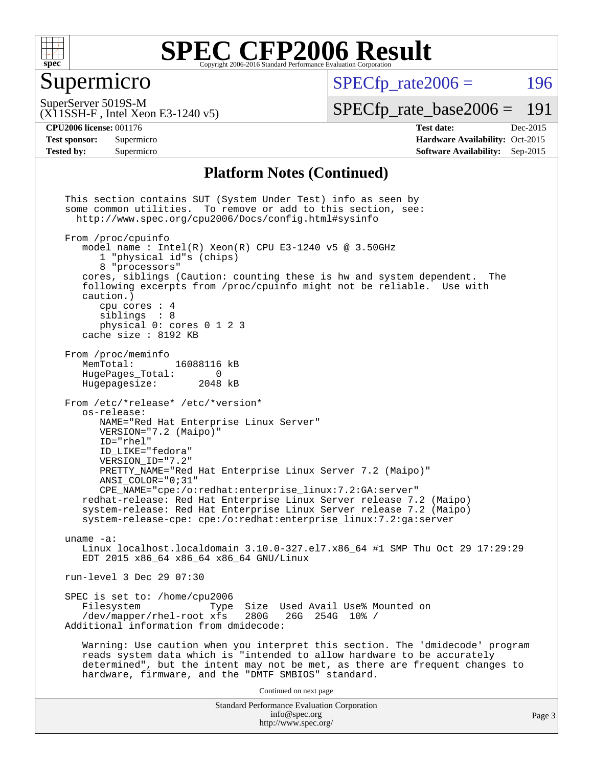# SPEC CFP2006 Result

## Supermicro

SuperServer 5019S-M
(X11SSH-F , Intel Xeon E3-1240 v5)

SPECfp_rate2006 = 196

SPECfp_rate_base2006 = 191

**CPU2006 license:** 001176
**Test sponsor:** Supermicro
**Tested by:** Supermicro

**Test date:** Dec-2015
**Hardware Availability:** Oct-2015
**Software Availability:** Sep-2015

### Platform Notes (Continued)

```
This section contains SUT (System Under Test) info as seen by
some common utilities.  To remove or add to this section, see:
  http://www.spec.org/cpu2006/Docs/config.html#sysinfo

From /proc/cpuinfo
   model name : Intel(R) Xeon(R) CPU E3-1240 v5 @ 3.50GHz
      1 "physical id"s (chips)
      8 "processors"
   cores, siblings (Caution: counting these is hw and system dependent.  The
   following excerpts from /proc/cpuinfo might not be reliable.  Use with
   caution.)
      cpu cores : 4
      siblings  : 8
      physical 0: cores 0 1 2 3
   cache size : 8192 KB

From /proc/meminfo
   MemTotal:       16088116 kB
   HugePages_Total:       0
   Hugepagesize:       2048 kB

From /etc/*release* /etc/*version*
   os-release:
      NAME="Red Hat Enterprise Linux Server"
      VERSION="7.2 (Maipo)"
      ID="rhel"
      ID_LIKE="fedora"
      VERSION_ID="7.2"
      PRETTY_NAME="Red Hat Enterprise Linux Server 7.2 (Maipo)"
      ANSI_COLOR="0;31"
      CPE_NAME="cpe:/o:redhat:enterprise_linux:7.2:GA:server"
   redhat-release: Red Hat Enterprise Linux Server release 7.2 (Maipo)
   system-release: Red Hat Enterprise Linux Server release 7.2 (Maipo)
   system-release-cpe: cpe:/o:redhat:enterprise_linux:7.2:ga:server

uname -a:
   Linux localhost.localdomain 3.10.0-327.el7.x86_64 #1 SMP Thu Oct 29 17:29:29
   EDT 2015 x86_64 x86_64 x86_64 GNU/Linux

run-level 3 Dec 29 07:30

SPEC is set to: /home/cpu2006
   Filesystem            Type  Size  Used Avail Use% Mounted on
   /dev/mapper/rhel-root xfs   280G   26G  254G  10% /
Additional information from dmidecode:

   Warning: Use caution when you interpret this section. The 'dmidecode' program
   reads system data which is "intended to allow hardware to be accurately
   determined", but the intent may not be met, as there are frequent changes to
   hardware, firmware, and the "DMTF SMBIOS" standard.
```

Continued on next page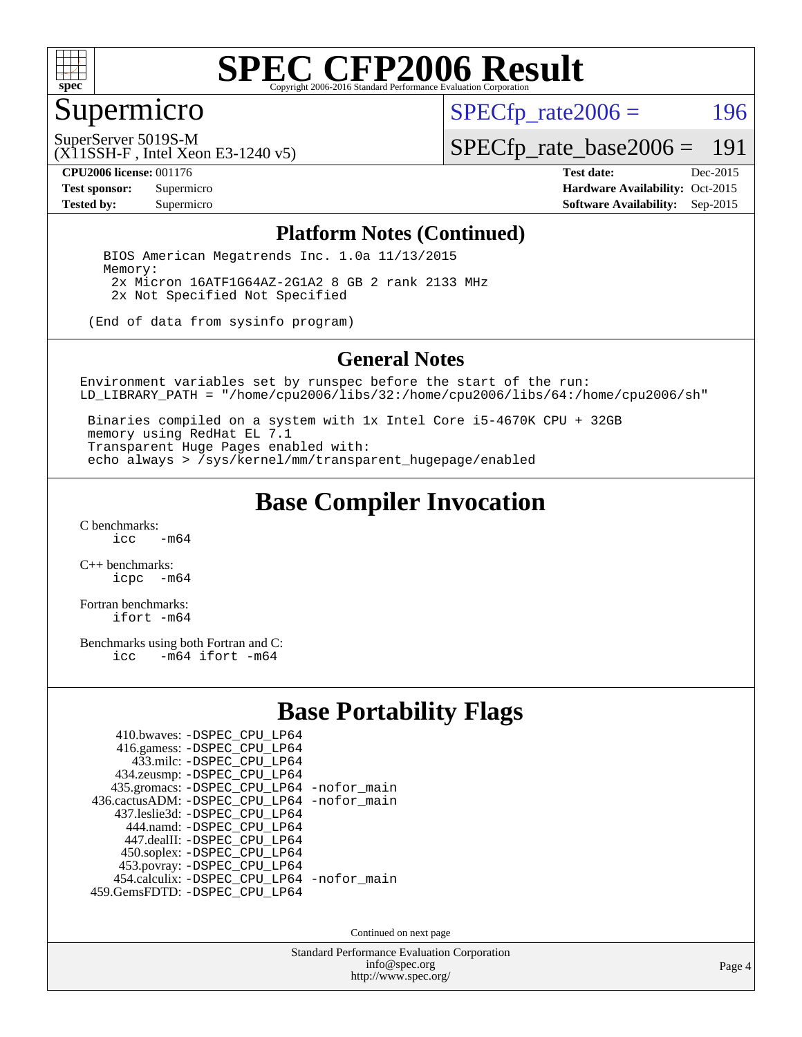# SPEC CFP2006 Result

Copyright 2006-2016 Standard Performance Evaluation Corporation

## Supermicro

SuperServer 5019S-M
(X11SSH-F , Intel Xeon E3-1240 v5)

SPECfp_rate2006 = 196

SPECfp_rate_base2006 = 191

**CPU2006 license:** 001176
**Test sponsor:** Supermicro
**Tested by:** Supermicro

**Test date:** Dec-2015
**Hardware Availability:** Oct-2015
**Software Availability:** Sep-2015

## Platform Notes (Continued)

```
    BIOS American Megatrends Inc. 1.0a 11/13/2015
    Memory:
     2x Micron 16ATF1G64AZ-2G1A2 8 GB 2 rank 2133 MHz
     2x Not Specified Not Specified

  (End of data from sysinfo program)
```

## General Notes

```
Environment variables set by runspec before the start of the run:
LD_LIBRARY_PATH = "/home/cpu2006/libs/32:/home/cpu2006/libs/64:/home/cpu2006/sh"

 Binaries compiled on a system with 1x Intel Core i5-4670K CPU + 32GB
 memory using RedHat EL 7.1
 Transparent Huge Pages enabled with:
 echo always > /sys/kernel/mm/transparent_hugepage/enabled
```

## Base Compiler Invocation

C benchmarks:
```
icc   -m64
```

C++ benchmarks:
```
icpc  -m64
```

Fortran benchmarks:
```
ifort -m64
```

Benchmarks using both Fortran and C:
```
icc   -m64 ifort -m64
```

## Base Portability Flags

```
     410.bwaves: -DSPEC_CPU_LP64
     416.gamess: -DSPEC_CPU_LP64
       433.milc: -DSPEC_CPU_LP64
     434.zeusmp: -DSPEC_CPU_LP64
    435.gromacs: -DSPEC_CPU_LP64 -nofor_main
 436.cactusADM: -DSPEC_CPU_LP64 -nofor_main
    437.leslie3d: -DSPEC_CPU_LP64
      444.namd: -DSPEC_CPU_LP64
     447.dealII: -DSPEC_CPU_LP64
     450.soplex: -DSPEC_CPU_LP64
     453.povray: -DSPEC_CPU_LP64
   454.calculix: -DSPEC_CPU_LP64 -nofor_main
  459.GemsFDTD: -DSPEC_CPU_LP64
```

Continued on next page

Standard Performance Evaluation Corporation
info@spec.org
http://www.spec.org/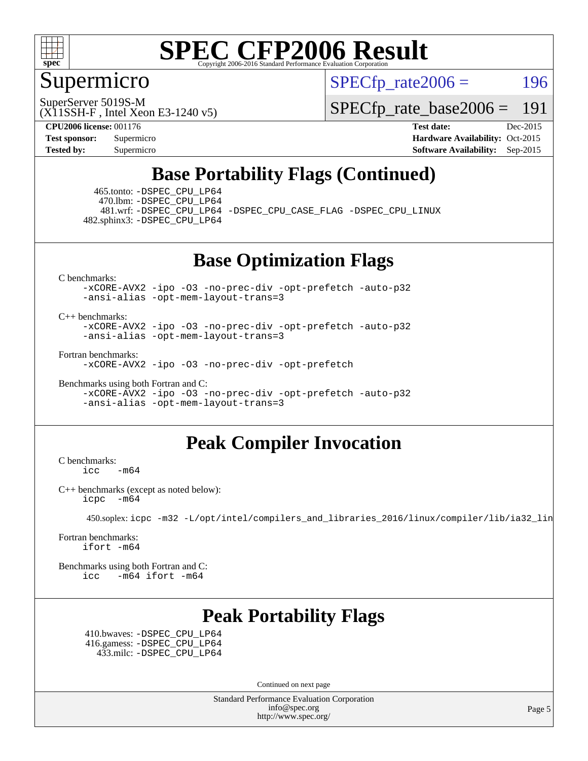Supermicro

SuperServer 5019S-M
(X11SSH-F , Intel Xeon E3-1240 v5)

SPECfp_rate2006 = 196

SPECfp_rate_base2006 = 191

**CPU2006 license:** 001176
**Test sponsor:** Supermicro
**Tested by:** Supermicro

**Test date:** Dec-2015
**Hardware Availability:** Oct-2015
**Software Availability:** Sep-2015

## Base Portability Flags (Continued)

465.tonto: -DSPEC_CPU_LP64
470.lbm: -DSPEC_CPU_LP64
481.wrf: -DSPEC_CPU_LP64 -DSPEC_CPU_CASE_FLAG -DSPEC_CPU_LINUX
482.sphinx3: -DSPEC_CPU_LP64

## Base Optimization Flags

C benchmarks:
```
-xCORE-AVX2 -ipo -O3 -no-prec-div -opt-prefetch -auto-p32
-ansi-alias -opt-mem-layout-trans=3
```

C++ benchmarks:
```
-xCORE-AVX2 -ipo -O3 -no-prec-div -opt-prefetch -auto-p32
-ansi-alias -opt-mem-layout-trans=3
```

Fortran benchmarks:
```
-xCORE-AVX2 -ipo -O3 -no-prec-div -opt-prefetch
```

Benchmarks using both Fortran and C:
```
-xCORE-AVX2 -ipo -O3 -no-prec-div -opt-prefetch -auto-p32
-ansi-alias -opt-mem-layout-trans=3
```

## Peak Compiler Invocation

C benchmarks:
```
icc   -m64
```

C++ benchmarks (except as noted below):
```
icpc  -m64
```

450.soplex: icpc -m32 -L/opt/intel/compilers_and_libraries_2016/linux/compiler/lib/ia32_lin

Fortran benchmarks:
```
ifort -m64
```

Benchmarks using both Fortran and C:
```
icc   -m64 ifort -m64
```

## Peak Portability Flags

410.bwaves: -DSPEC_CPU_LP64
416.gamess: -DSPEC_CPU_LP64
433.milc: -DSPEC_CPU_LP64

Continued on next page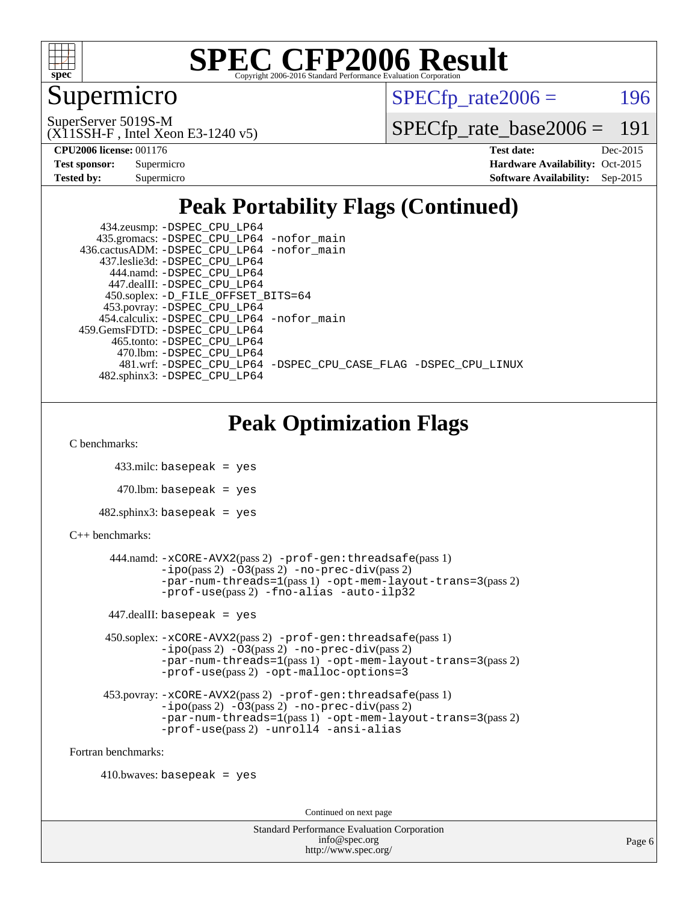# Supermicro

SuperServer 5019S-M
(X11SSH-F , Intel Xeon E3-1240 v5)

SPECfp_rate2006 = 196

SPECfp_rate_base2006 = 191

**CPU2006 license:** 001176
**Test sponsor:** Supermicro
**Tested by:** Supermicro

**Test date:** Dec-2015
**Hardware Availability:** Oct-2015
**Software Availability:** Sep-2015

## Peak Portability Flags (Continued)

434.zeusmp: -DSPEC_CPU_LP64
435.gromacs: -DSPEC_CPU_LP64 -nofor_main
436.cactusADM: -DSPEC_CPU_LP64 -nofor_main
437.leslie3d: -DSPEC_CPU_LP64
444.namd: -DSPEC_CPU_LP64
447.dealII: -DSPEC_CPU_LP64
450.soplex: -D_FILE_OFFSET_BITS=64
453.povray: -DSPEC_CPU_LP64
454.calculix: -DSPEC_CPU_LP64 -nofor_main
459.GemsFDTD: -DSPEC_CPU_LP64
465.tonto: -DSPEC_CPU_LP64
470.lbm: -DSPEC_CPU_LP64
481.wrf: -DSPEC_CPU_LP64 -DSPEC_CPU_CASE_FLAG -DSPEC_CPU_LINUX
482.sphinx3: -DSPEC_CPU_LP64

## Peak Optimization Flags

C benchmarks:

433.milc: basepeak = yes

470.lbm: basepeak = yes

482.sphinx3: basepeak = yes

C++ benchmarks:

444.namd: -xCORE-AVX2(pass 2) -prof-gen:threadsafe(pass 1) -ipo(pass 2) -O3(pass 2) -no-prec-div(pass 2) -par-num-threads=1(pass 1) -opt-mem-layout-trans=3(pass 2) -prof-use(pass 2) -fno-alias -auto-ilp32

447.dealII: basepeak = yes

450.soplex: -xCORE-AVX2(pass 2) -prof-gen:threadsafe(pass 1) -ipo(pass 2) -O3(pass 2) -no-prec-div(pass 2) -par-num-threads=1(pass 1) -opt-mem-layout-trans=3(pass 2) -prof-use(pass 2) -opt-malloc-options=3

453.povray: -xCORE-AVX2(pass 2) -prof-gen:threadsafe(pass 1) -ipo(pass 2) -O3(pass 2) -no-prec-div(pass 2) -par-num-threads=1(pass 1) -opt-mem-layout-trans=3(pass 2) -prof-use(pass 2) -unroll4 -ansi-alias

Fortran benchmarks:

410.bwaves: basepeak = yes

Continued on next page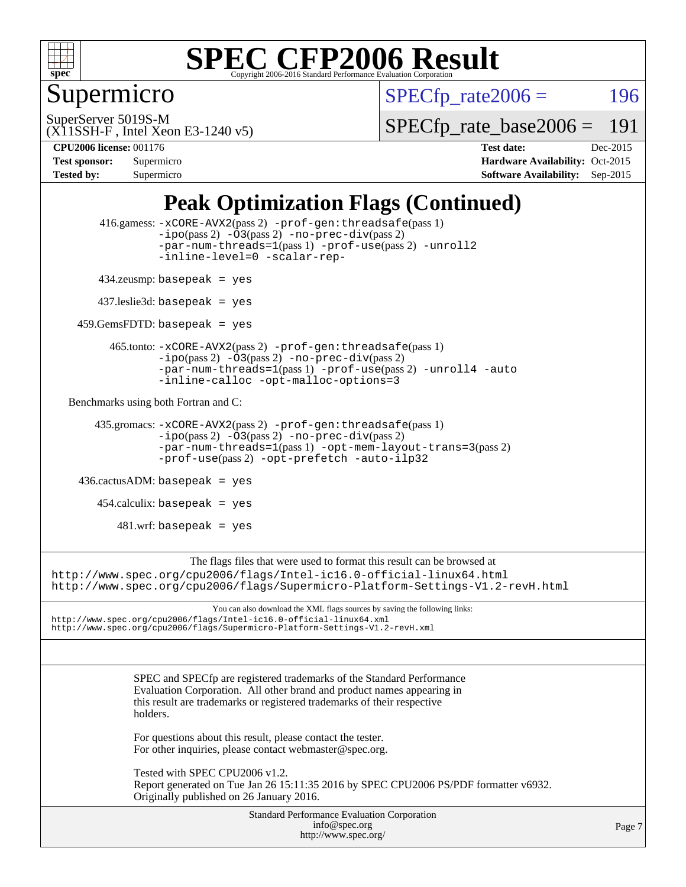# SPEC CFP2006 Result

Copyright 2006-2016 Standard Performance Evaluation Corporation

## Supermicro

SuperServer 5019S-M
(X11SSH-F , Intel Xeon E3-1240 v5)

SPECfp_rate2006 = 196

SPECfp_rate_base2006 = 191

**CPU2006 license:** 001176
**Test sponsor:** Supermicro
**Tested by:** Supermicro

**Test date:** Dec-2015
**Hardware Availability:** Oct-2015
**Software Availability:** Sep-2015

## Peak Optimization Flags (Continued)

416.gamess: -xCORE-AVX2(pass 2) -prof-gen:threadsafe(pass 1) -ipo(pass 2) -O3(pass 2) -no-prec-div(pass 2) -par-num-threads=1(pass 1) -prof-use(pass 2) -unroll2 -inline-level=0 -scalar-rep-

434.zeusmp: basepeak = yes

437.leslie3d: basepeak = yes

459.GemsFDTD: basepeak = yes

465.tonto: -xCORE-AVX2(pass 2) -prof-gen:threadsafe(pass 1) -ipo(pass 2) -O3(pass 2) -no-prec-div(pass 2) -par-num-threads=1(pass 1) -prof-use(pass 2) -unroll4 -auto -inline-calloc -opt-malloc-options=3

Benchmarks using both Fortran and C:

435.gromacs: -xCORE-AVX2(pass 2) -prof-gen:threadsafe(pass 1) -ipo(pass 2) -O3(pass 2) -no-prec-div(pass 2) -par-num-threads=1(pass 1) -opt-mem-layout-trans=3(pass 2) -prof-use(pass 2) -opt-prefetch -auto-ilp32

436.cactusADM: basepeak = yes

454.calculix: basepeak = yes

481.wrf: basepeak = yes

The flags files that were used to format this result can be browsed at
http://www.spec.org/cpu2006/flags/Intel-ic16.0-official-linux64.html
http://www.spec.org/cpu2006/flags/Supermicro-Platform-Settings-V1.2-revH.html

You can also download the XML flags sources by saving the following links:
http://www.spec.org/cpu2006/flags/Intel-ic16.0-official-linux64.xml
http://www.spec.org/cpu2006/flags/Supermicro-Platform-Settings-V1.2-revH.xml

SPEC and SPECfp are registered trademarks of the Standard Performance Evaluation Corporation. All other brand and product names appearing in this result are trademarks or registered trademarks of their respective holders.

For questions about this result, please contact the tester.
For other inquiries, please contact webmaster@spec.org.

Tested with SPEC CPU2006 v1.2.
Report generated on Tue Jan 26 15:11:35 2016 by SPEC CPU2006 PS/PDF formatter v6932.
Originally published on 26 January 2016.

Standard Performance Evaluation Corporation
info@spec.org
http://www.spec.org/